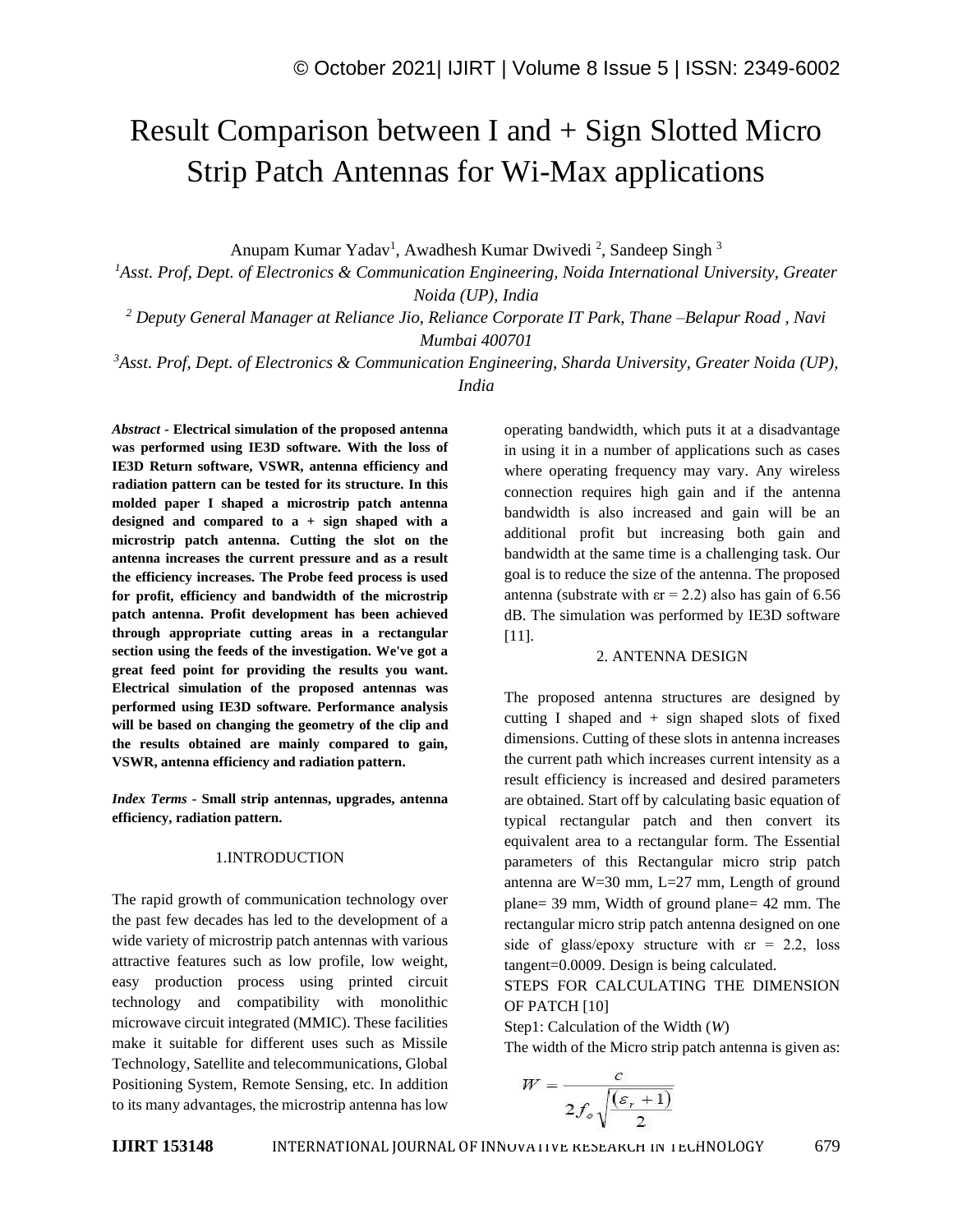# Result Comparison between I and + Sign Slotted Micro Strip Patch Antennas for Wi-Max applications

Anupam Kumar Yadav[1], Awadhesh Kumar Dwivedi [2], Sandeep Singh [3]

[1]*Asst. Prof, Dept. of Electronics & Communication Engineering, Noida International University, Greater Noida (UP), India*

[2] *Deputy General Manager at Reliance Jio, Reliance Corporate IT Park, Thane –Belapur Road , Navi Mumbai 400701*

[3]*Asst. Prof, Dept. of Electronics & Communication Engineering, Sharda University, Greater Noida (UP), India*

***Abstract* - Electrical simulation of the proposed antenna was performed using IE3D software. With the loss of IE3D Return software, VSWR, antenna efficiency and radiation pattern can be tested for its structure. In this molded paper I shaped a microstrip patch antenna designed and compared to a + sign shaped with a microstrip patch antenna. Cutting the slot on the antenna increases the current pressure and as a result the efficiency increases. The Probe feed process is used for profit, efficiency and bandwidth of the microstrip patch antenna. Profit development has been achieved through appropriate cutting areas in a rectangular section using the feeds of the investigation. We've got a great feed point for providing the results you want. Electrical simulation of the proposed antennas was performed using IE3D software. Performance analysis will be based on changing the geometry of the clip and the results obtained are mainly compared to gain, VSWR, antenna efficiency and radiation pattern.**

***Index Terms* - Small strip antennas, upgrades, antenna efficiency, radiation pattern.**

## 1.INTRODUCTION

The rapid growth of communication technology over the past few decades has led to the development of a wide variety of microstrip patch antennas with various attractive features such as low profile, low weight, easy production process using printed circuit technology and compatibility with monolithic microwave circuit integrated (MMIC). These facilities make it suitable for different uses such as Missile Technology, Satellite and telecommunications, Global Positioning System, Remote Sensing, etc. In addition to its many advantages, the microstrip antenna has low operating bandwidth, which puts it at a disadvantage in using it in a number of applications such as cases where operating frequency may vary. Any wireless connection requires high gain and if the antenna bandwidth is also increased and gain will be an additional profit but increasing both gain and bandwidth at the same time is a challenging task. Our goal is to reduce the size of the antenna. The proposed antenna (substrate with $\varepsilon r = 2.2$) also has gain of 6.56 dB. The simulation was performed by IE3D software [11].

## 2. ANTENNA DESIGN

The proposed antenna structures are designed by cutting I shaped and + sign shaped slots of fixed dimensions. Cutting of these slots in antenna increases the current path which increases current intensity as a result efficiency is increased and desired parameters are obtained. Start off by calculating basic equation of typical rectangular patch and then convert its equivalent area to a rectangular form. The Essential parameters of this Rectangular micro strip patch antenna are W=30 mm, L=27 mm, Length of ground plane= 39 mm, Width of ground plane= 42 mm. The rectangular micro strip patch antenna designed on one side of glass/epoxy structure with $\varepsilon r = 2.2$, loss tangent=0.0009. Design is being calculated.

STEPS FOR CALCULATING THE DIMENSION OF PATCH [10]

Step1: Calculation of the Width (*W*)

The width of the Micro strip patch antenna is given as:

$$W = \frac{c}{2f_o\sqrt{\frac{(\varepsilon_r + 1)}{2}}}$$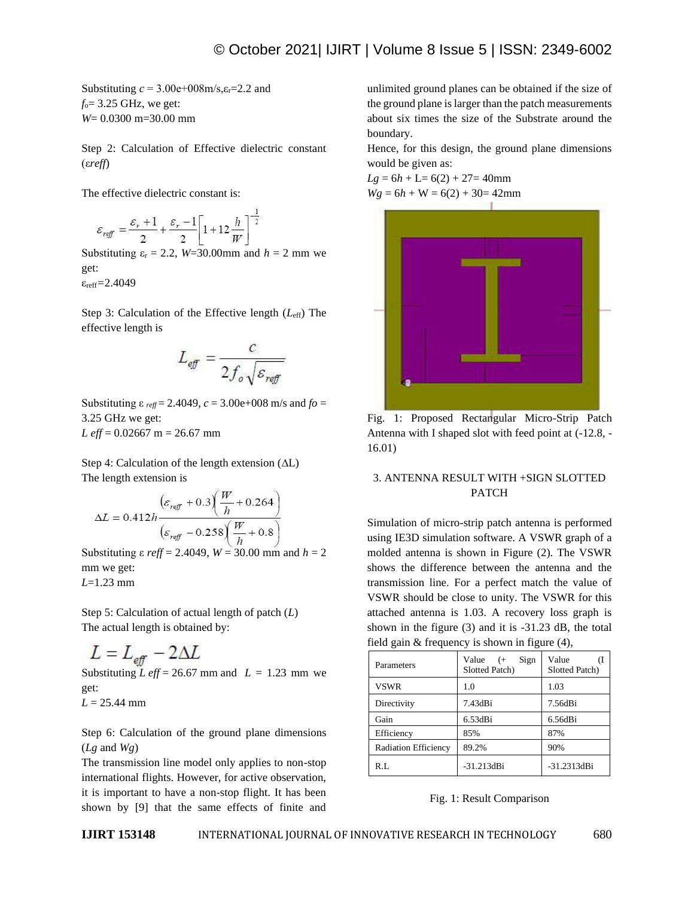Substituting $c$ = 3.00e+008m/s,$\varepsilon_r$=2.2 and $f_o$= 3.25 GHz, we get:
$W$= 0.0300 m=30.00 mm

Step 2: Calculation of Effective dielectric constant ($\varepsilon reff$)

The effective dielectric constant is:

$$\varepsilon_{reff} = \frac{\varepsilon_r + 1}{2} + \frac{\varepsilon_r - 1}{2}\left[1 + 12\frac{h}{W}\right]^{-\frac{1}{2}}$$

Substituting $\varepsilon_r$ = 2.2, $W$=30.00mm and $h$ = 2 mm we get:
$\varepsilon_{reff}$=2.4049

Step 3: Calculation of the Effective length ($L_{eff}$) The effective length is

$$L_{eff} = \frac{c}{2f_o\sqrt{\varepsilon_{reff}}}$$

Substituting $\varepsilon_{reff}$ = 2.4049, $c$ = 3.00e+008 m/s and $fo$ = 3.25 GHz we get:
$L\ eff$ = 0.02667 m = 26.67 mm

Step 4: Calculation of the length extension ($\Delta$L)
The length extension is

$$\Delta L = 0.412h\frac{\left(\varepsilon_{reff} + 0.3\right)\left(\frac{W}{h} + 0.264\right)}{\left(\varepsilon_{reff} - 0.258\right)\left(\frac{W}{h} + 0.8\right)}$$

Substituting $\varepsilon\ reff$ = 2.4049, $W$ = 30.00 mm and $h$ = 2 mm we get:
$L$=1.23 mm

Step 5: Calculation of actual length of patch ($L$)
The actual length is obtained by:

$$L = L_{eff} - 2\Delta L$$

Substituting $L\ eff$ = 26.67 mm and $L$ = 1.23 mm we get:
$L$ = 25.44 mm

Step 6: Calculation of the ground plane dimensions ($Lg$ and $Wg$)
The transmission line model only applies to non-stop international flights. However, for active observation, it is important to have a non-stop flight. It has been shown by [9] that the same effects of finite and unlimited ground planes can be obtained if the size of the ground plane is larger than the patch measurements about six times the size of the Substrate around the boundary.
Hence, for this design, the ground plane dimensions would be given as:
$Lg = 6h + L$= 6(2) + 27= 40mm
$Wg = 6h + W$ = 6(2) + 30= 42mm

Fig. 1: Proposed Rectangular Micro-Strip Patch Antenna with I shaped slot with feed point at (-12.8, -16.01)

## 3. ANTENNA RESULT WITH +SIGN SLOTTED PATCH

Simulation of micro-strip patch antenna is performed using IE3D simulation software. A VSWR graph of a molded antenna is shown in Figure (2). The VSWR shows the difference between the antenna and the transmission line. For a perfect match the value of VSWR should be close to unity. The VSWR for this attached antenna is 1.03. A recovery loss graph is shown in the figure (3) and it is -31.23 dB, the total field gain & frequency is shown in figure (4),

| Parameters | Value (+ Sign Slotted Patch) | Value (I Slotted Patch) |
|---|---|---|
| VSWR | 1.0 | 1.03 |
| Directivity | 7.43dBi | 7.56dBi |
| Gain | 6.53dBi | 6.56dBi |
| Efficiency | 85% | 87% |
| Radiation Efficiency | 89.2% | 90% |
| R.L | -31.213dBi | -31.2313dBi |

Fig. 1: Result Comparison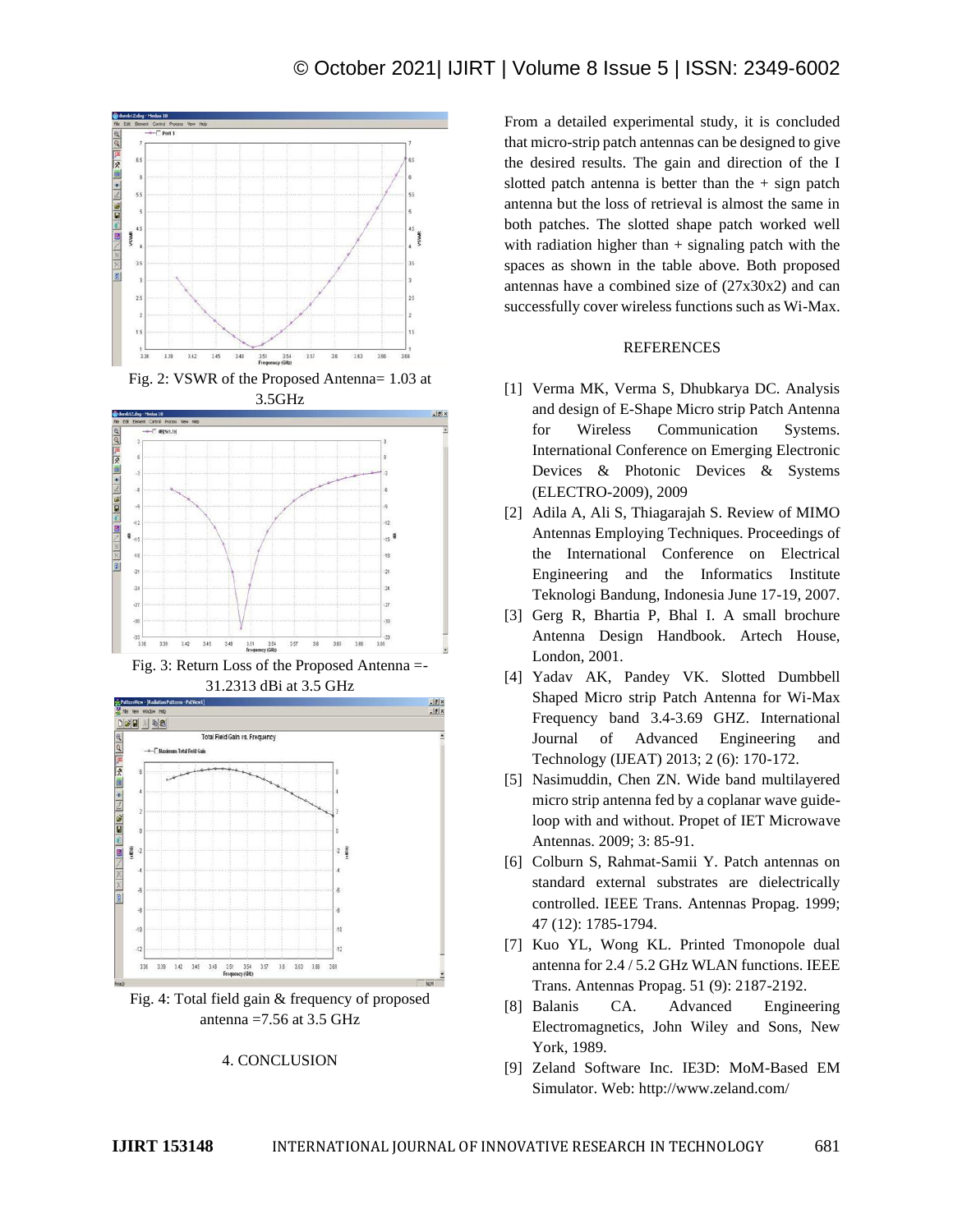Fig. 2: VSWR of the Proposed Antenna= 1.03 at 3.5GHz

Fig. 3: Return Loss of the Proposed Antenna =-31.2313 dBi at 3.5 GHz

Fig. 4: Total field gain & frequency of proposed antenna =7.56 at 3.5 GHz

## 4. CONCLUSION

From a detailed experimental study, it is concluded that micro-strip patch antennas can be designed to give the desired results. The gain and direction of the I slotted patch antenna is better than the + sign patch antenna but the loss of retrieval is almost the same in both patches. The slotted shape patch worked well with radiation higher than + signaling patch with the spaces as shown in the table above. Both proposed antennas have a combined size of (27x30x2) and can successfully cover wireless functions such as Wi-Max.

## REFERENCES

[1] Verma MK, Verma S, Dhubkarya DC. Analysis and design of E-Shape Micro strip Patch Antenna for Wireless Communication Systems. International Conference on Emerging Electronic Devices & Photonic Devices & Systems (ELECTRO-2009), 2009

[2] Adila A, Ali S, Thiagarajah S. Review of MIMO Antennas Employing Techniques. Proceedings of the International Conference on Electrical Engineering and the Informatics Institute Teknologi Bandung, Indonesia June 17-19, 2007.

[3] Gerg R, Bhartia P, Bhal I. A small brochure Antenna Design Handbook. Artech House, London, 2001.

[4] Yadav AK, Pandey VK. Slotted Dumbbell Shaped Micro strip Patch Antenna for Wi-Max Frequency band 3.4-3.69 GHZ. International Journal of Advanced Engineering and Technology (IJEAT) 2013; 2 (6): 170-172.

[5] Nasimuddin, Chen ZN. Wide band multilayered micro strip antenna fed by a coplanar wave guide-loop with and without. Propet of IET Microwave Antennas. 2009; 3: 85-91.

[6] Colburn S, Rahmat-Samii Y. Patch antennas on standard external substrates are dielectrically controlled. IEEE Trans. Antennas Propag. 1999; 47 (12): 1785-1794.

[7] Kuo YL, Wong KL. Printed Tmonopole dual antenna for 2.4 / 5.2 GHz WLAN functions. IEEE Trans. Antennas Propag. 51 (9): 2187-2192.

[8] Balanis CA. Advanced Engineering Electromagnetics, John Wiley and Sons, New York, 1989.

[9] Zeland Software Inc. IE3D: MoM-Based EM Simulator. Web: http://www.zeland.com/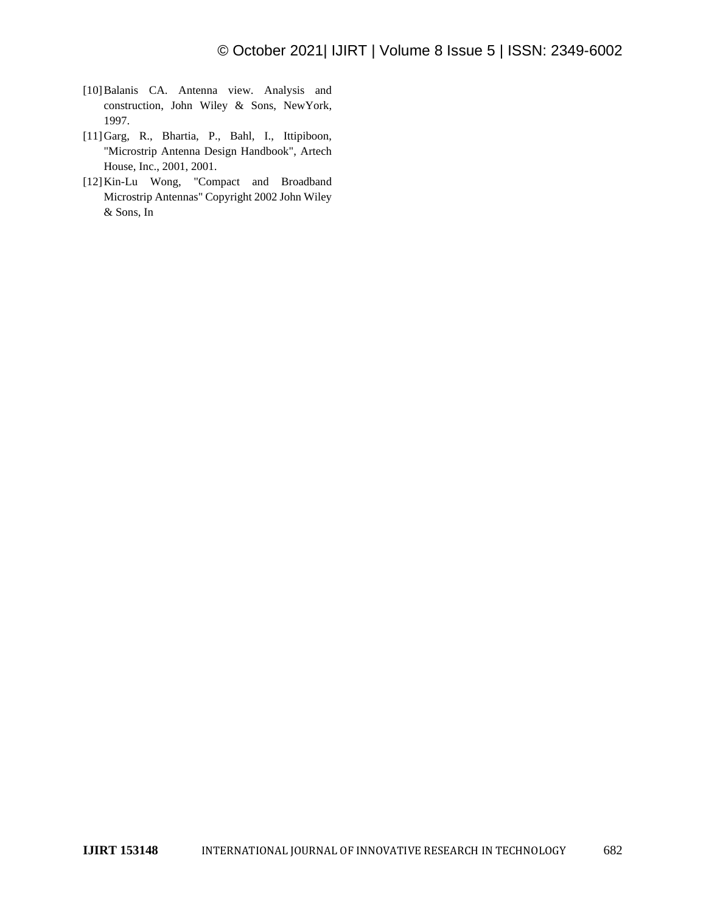[10] Balanis CA. Antenna view. Analysis and construction, John Wiley & Sons, NewYork, 1997.

[11] Garg, R., Bhartia, P., Bahl, I., Ittipiboon, "Microstrip Antenna Design Handbook", Artech House, Inc., 2001, 2001.

[12] Kin-Lu Wong, "Compact and Broadband Microstrip Antennas" Copyright 2002 John Wiley & Sons, In